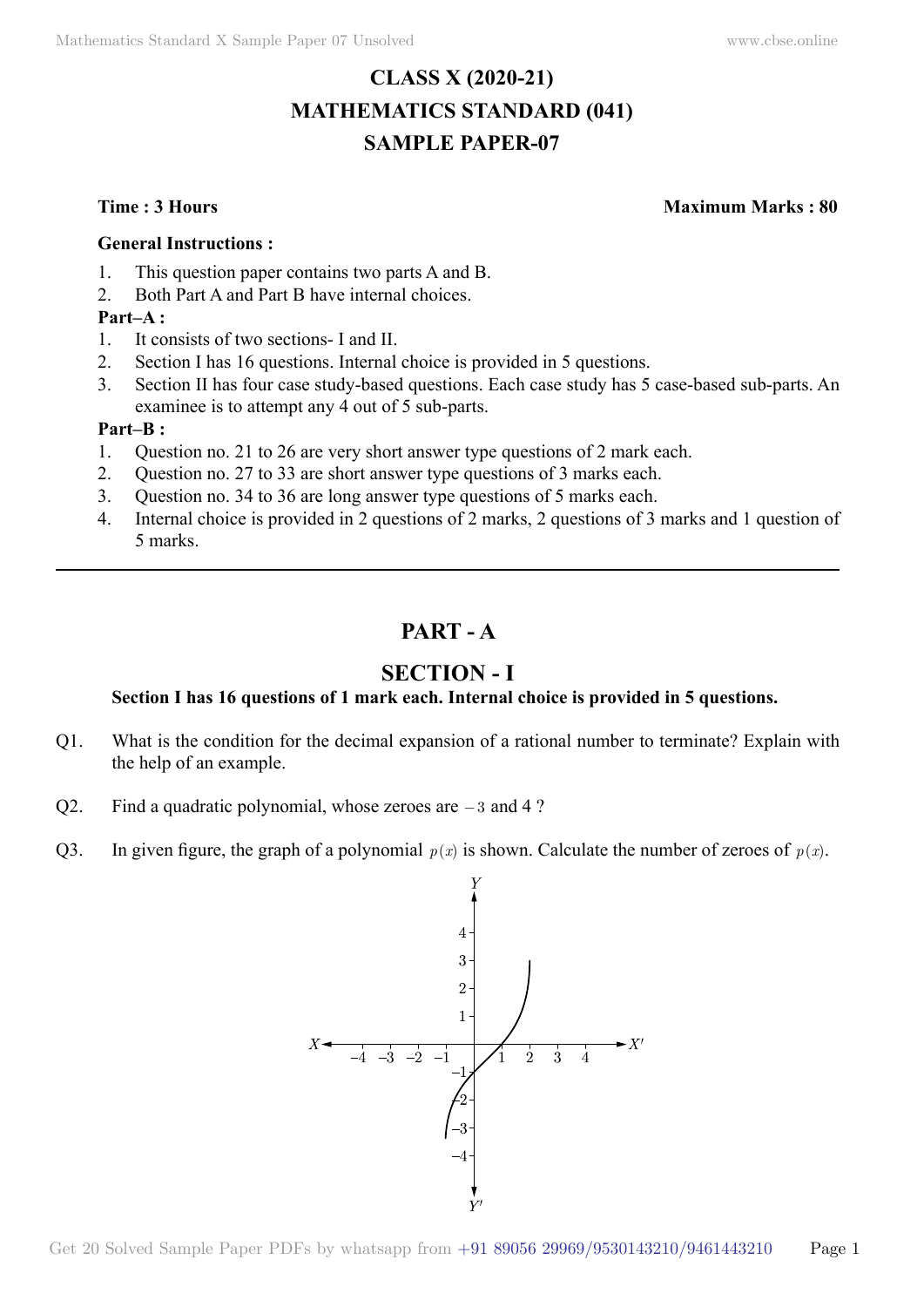# CLASS X (2020-21)

# MATHEMATICS STANDARD (041)

# SAMPLE PAPER-07

**Time : 3 Hours** **Maximum Marks : 80**

**General Instructions :**

1. This question paper contains two parts A and B.
2. Both Part A and Part B have internal choices.

**Part–A :**

1. It consists of two sections- I and II.
2. Section I has 16 questions. Internal choice is provided in 5 questions.
3. Section II has four case study-based questions. Each case study has 5 case-based sub-parts. An examinee is to attempt any 4 out of 5 sub-parts.

**Part–B :**

1. Question no. 21 to 26 are very short answer type questions of 2 mark each.
2. Question no. 27 to 33 are short answer type questions of 3 marks each.
3. Question no. 34 to 36 are long answer type questions of 5 marks each.
4. Internal choice is provided in 2 questions of 2 marks, 2 questions of 3 marks and 1 question of 5 marks.

---

## PART - A

## SECTION - I

**Section I has 16 questions of 1 mark each. Internal choice is provided in 5 questions.**

Q1. What is the condition for the decimal expansion of a rational number to terminate? Explain with the help of an example.

Q2. Find a quadratic polynomial, whose zeroes are $-3$ and 4 ?

Q3. In given figure, the graph of a polynomial $p(x)$ is shown. Calculate the number of zeroes of $p(x)$.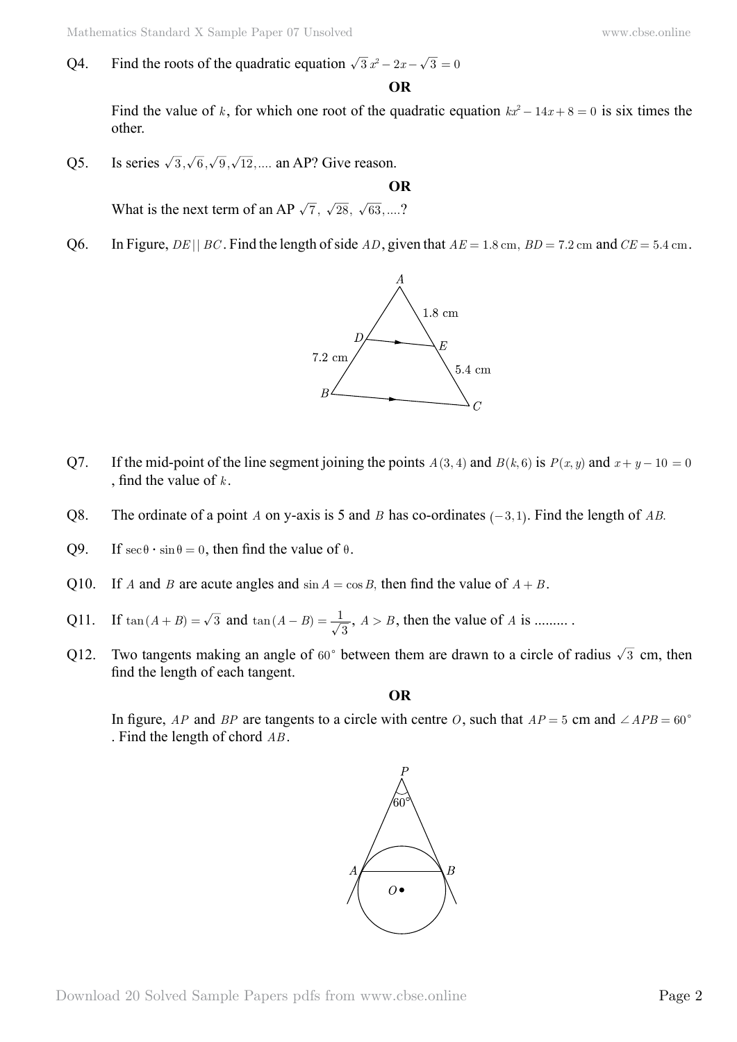Q4. Find the roots of the quadratic equation $\sqrt{3}\,x^2 - 2x - \sqrt{3} = 0$

**OR**

Find the value of $k$, for which one root of the quadratic equation $kx^2 - 14x + 8 = 0$ is six times the other.

Q5. Is series $\sqrt{3}, \sqrt{6}, \sqrt{9}, \sqrt{12}, ....$ an AP? Give reason.

**OR**

What is the next term of an AP $\sqrt{7},\ \sqrt{28},\ \sqrt{63}, ....$?

Q6. In Figure, $DE \,||\, BC$. Find the length of side $AD$, given that $AE = 1.8$ cm, $BD = 7.2$ cm and $CE = 5.4$ cm.

Q7. If the mid-point of the line segment joining the points $A(3, 4)$ and $B(k, 6)$ is $P(x, y)$ and $x + y - 10 = 0$, find the value of $k$.

Q8. The ordinate of a point $A$ on y-axis is 5 and $B$ has co-ordinates $(-3, 1)$. Find the length of $AB$.

Q9. If $\sec\theta \cdot \sin\theta = 0$, then find the value of $\theta$.

Q10. If $A$ and $B$ are acute angles and $\sin A = \cos B$, then find the value of $A + B$.

Q11. If $\tan(A + B) = \sqrt{3}$ and $\tan(A - B) = \frac{1}{\sqrt{3}}$, $A > B$, then the value of $A$ is ......... .

Q12. Two tangents making an angle of $60^\circ$ between them are drawn to a circle of radius $\sqrt{3}$ cm, then find the length of each tangent.

**OR**

In figure, $AP$ and $BP$ are tangents to a circle with centre $O$, such that $AP = 5$ cm and $\angle APB = 60^\circ$. Find the length of chord $AB$.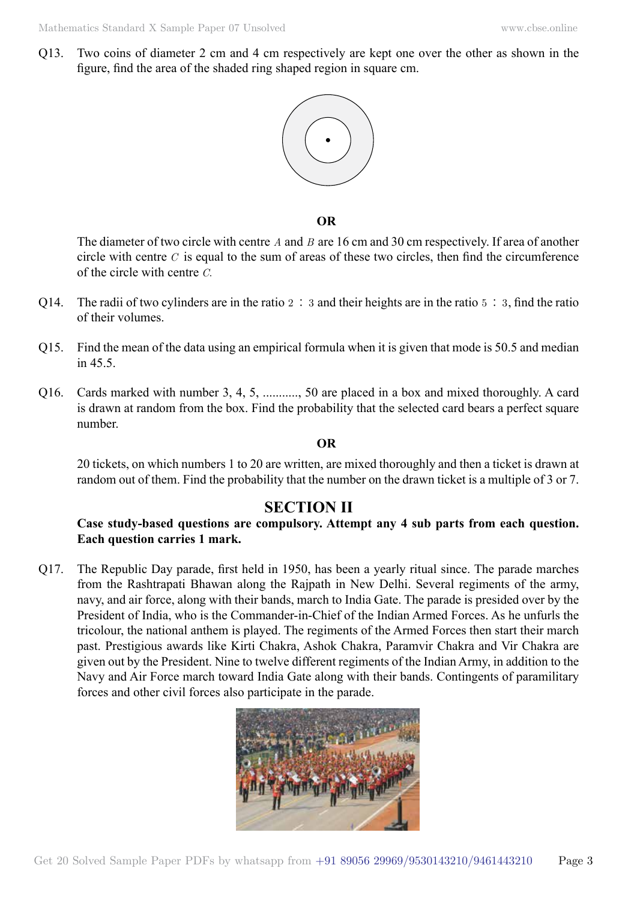Q13. Two coins of diameter 2 cm and 4 cm respectively are kept one over the other as shown in the figure, find the area of the shaded ring shaped region in square cm.

**OR**

The diameter of two circle with centre $A$ and $B$ are 16 cm and 30 cm respectively. If area of another circle with centre $C$ is equal to the sum of areas of these two circles, then find the circumference of the circle with centre $C$.

Q14. The radii of two cylinders are in the ratio $2 : 3$ and their heights are in the ratio $5 : 3$, find the ratio of their volumes.

Q15. Find the mean of the data using an empirical formula when it is given that mode is 50.5 and median in 45.5.

Q16. Cards marked with number 3, 4, 5, ..........., 50 are placed in a box and mixed thoroughly. A card is drawn at random from the box. Find the probability that the selected card bears a perfect square number.

**OR**

20 tickets, on which numbers 1 to 20 are written, are mixed thoroughly and then a ticket is drawn at random out of them. Find the probability that the number on the drawn ticket is a multiple of 3 or 7.

## SECTION II

**Case study-based questions are compulsory. Attempt any 4 sub parts from each question. Each question carries 1 mark.**

Q17. The Republic Day parade, first held in 1950, has been a yearly ritual since. The parade marches from the Rashtrapati Bhawan along the Rajpath in New Delhi. Several regiments of the army, navy, and air force, along with their bands, march to India Gate. The parade is presided over by the President of India, who is the Commander-in-Chief of the Indian Armed Forces. As he unfurls the tricolour, the national anthem is played. The regiments of the Armed Forces then start their march past. Prestigious awards like Kirti Chakra, Ashok Chakra, Paramvir Chakra and Vir Chakra are given out by the President. Nine to twelve different regiments of the Indian Army, in addition to the Navy and Air Force march toward India Gate along with their bands. Contingents of paramilitary forces and other civil forces also participate in the parade.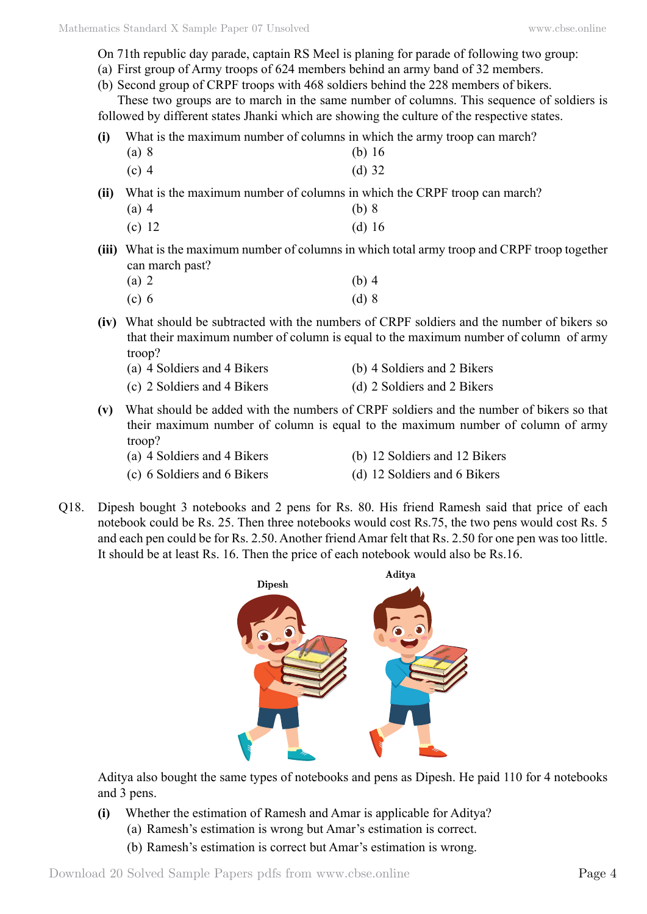On 71th republic day parade, captain RS Meel is planing for parade of following two group:

(a) First group of Army troops of 624 members behind an army band of 32 members.

(b) Second group of CRPF troops with 468 soldiers behind the 228 members of bikers.

These two groups are to march in the same number of columns. This sequence of soldiers is followed by different states Jhanki which are showing the culture of the respective states.

**(i)** What is the maximum number of columns in which the army troop can march?

(a) 8 (b) 16

(c) 4 (d) 32

**(ii)** What is the maximum number of columns in which the CRPF troop can march?

(a) 4 (b) 8

(c) 12 (d) 16

**(iii)** What is the maximum number of columns in which total army troop and CRPF troop together can march past?

(a) 2 (b) 4

(c) 6 (d) 8

**(iv)** What should be subtracted with the numbers of CRPF soldiers and the number of bikers so that their maximum number of column is equal to the maximum number of column of army troop?

(a) 4 Soldiers and 4 Bikers (b) 4 Soldiers and 2 Bikers

(c) 2 Soldiers and 4 Bikers (d) 2 Soldiers and 2 Bikers

**(v)** What should be added with the numbers of CRPF soldiers and the number of bikers so that their maximum number of column is equal to the maximum number of column of army troop?

(a) 4 Soldiers and 4 Bikers (b) 12 Soldiers and 12 Bikers

(c) 6 Soldiers and 6 Bikers (d) 12 Soldiers and 6 Bikers

Q18. Dipesh bought 3 notebooks and 2 pens for Rs. 80. His friend Ramesh said that price of each notebook could be Rs. 25. Then three notebooks would cost Rs.75, the two pens would cost Rs. 5 and each pen could be for Rs. 2.50. Another friend Amar felt that Rs. 2.50 for one pen was too little. It should be at least Rs. 16. Then the price of each notebook would also be Rs.16.

Aditya also bought the same types of notebooks and pens as Dipesh. He paid 110 for 4 notebooks and 3 pens.

**(i)** Whether the estimation of Ramesh and Amar is applicable for Aditya?

(a) Ramesh's estimation is wrong but Amar's estimation is correct.

(b) Ramesh's estimation is correct but Amar's estimation is wrong.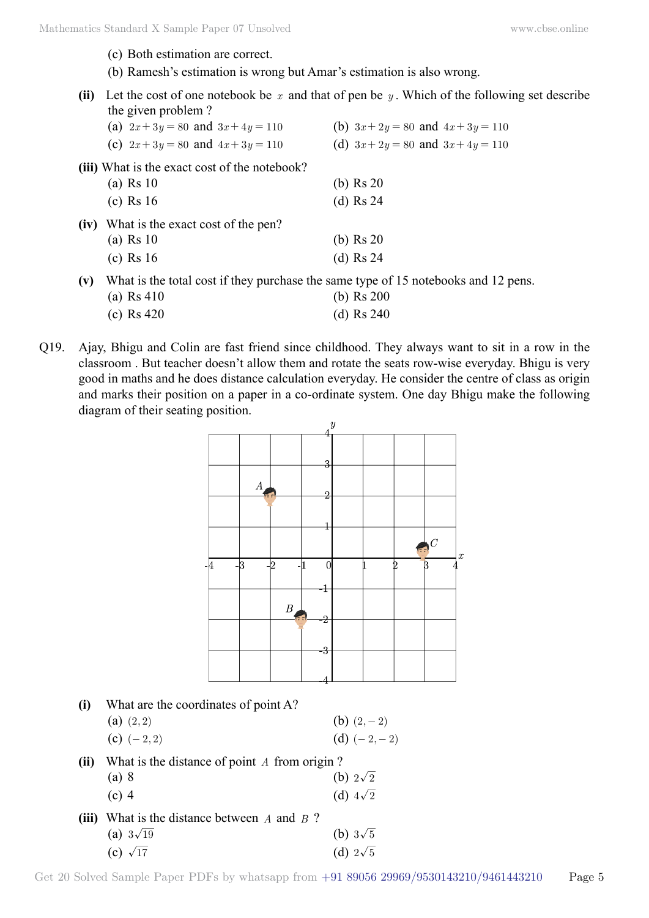(c) Both estimation are correct.

(b) Ramesh's estimation is wrong but Amar's estimation is also wrong.

**(ii)** Let the cost of one notebook be $x$ and that of pen be $y$. Which of the following set describe the given problem ?

(a) $2x+3y=80$ and $3x+4y=110$ (b) $3x+2y=80$ and $4x+3y=110$

(c) $2x+3y=80$ and $4x+3y=110$ (d) $3x+2y=80$ and $3x+4y=110$

**(iii)** What is the exact cost of the notebook?

(a) Rs 10 (b) Rs 20

(c) Rs 16 (d) Rs 24

**(iv)** What is the exact cost of the pen?

(a) Rs 10 (b) Rs 20

(c) Rs 16 (d) Rs 24

**(v)** What is the total cost if they purchase the same type of 15 notebooks and 12 pens.

(a) Rs 410 (b) Rs 200

(c) Rs 420 (d) Rs 240

Q19. Ajay, Bhigu and Colin are fast friend since childhood. They always want to sit in a row in the classroom . But teacher doesn't allow them and rotate the seats row-wise everyday. Bhigu is very good in maths and he does distance calculation everyday. He consider the centre of class as origin and marks their position on a paper in a co-ordinate system. One day Bhigu make the following diagram of their seating position.

**(i)** What are the coordinates of point A?

(a) $(2,2)$ (b) $(2,-2)$

(c) $(-2,2)$ (d) $(-2,-2)$

**(ii)** What is the distance of point $A$ from origin ?

(a) 8 (b) $2\sqrt{2}$

(c) 4 (d) $4\sqrt{2}$

**(iii)** What is the distance between $A$ and $B$ ?

(a) $3\sqrt{19}$ (b) $3\sqrt{5}$

(c) $\sqrt{17}$ (d) $2\sqrt{5}$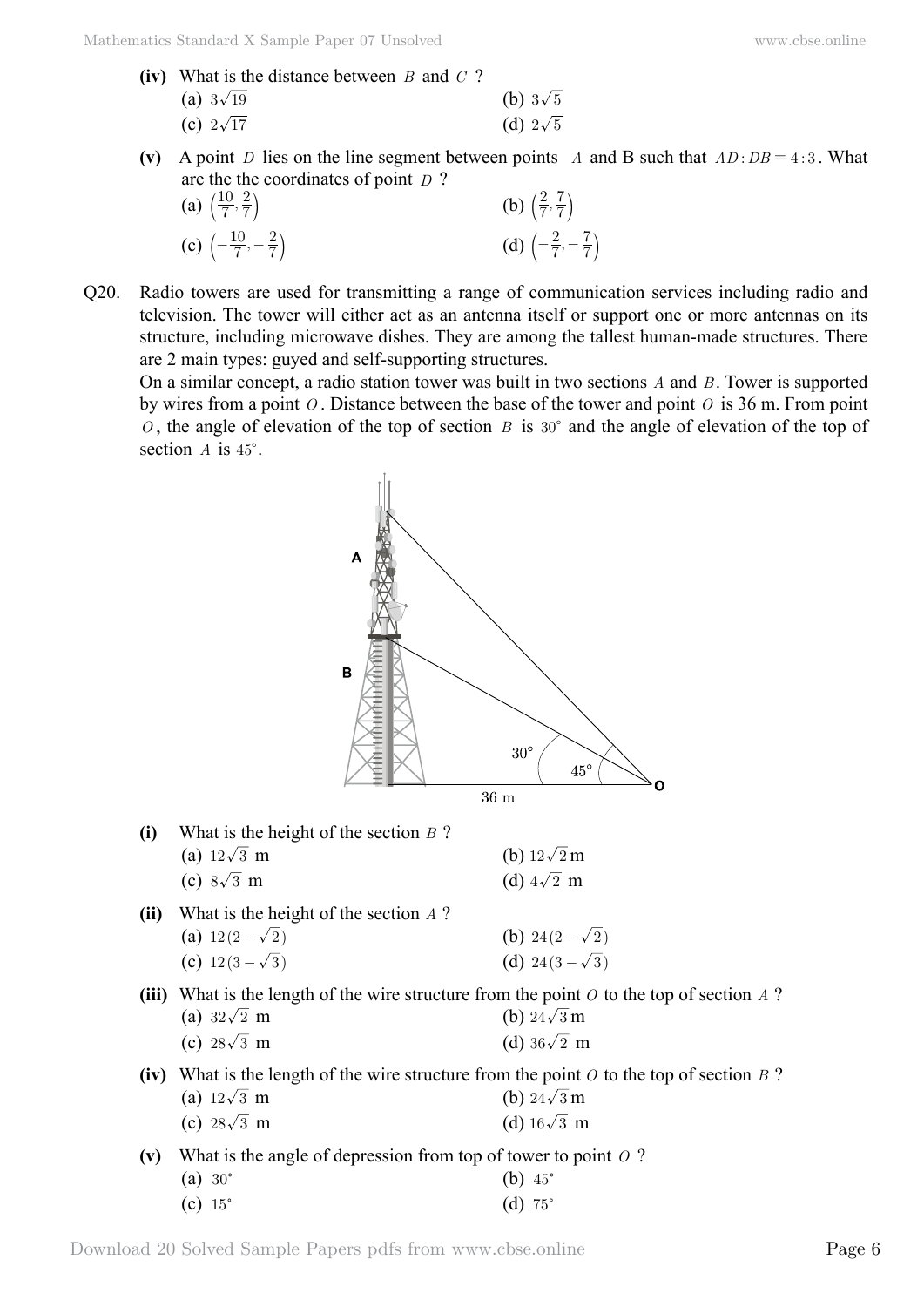**(iv)** What is the distance between $B$ and $C$ ?

(a) $3\sqrt{19}$ (b) $3\sqrt{5}$

(c) $2\sqrt{17}$ (d) $2\sqrt{5}$

**(v)** A point $D$ lies on the line segment between points $A$ and B such that $AD:DB = 4:3$. What are the the coordinates of point $D$ ?

(a) $\left(\frac{10}{7}, \frac{2}{7}\right)$ (b) $\left(\frac{2}{7}, \frac{7}{7}\right)$

(c) $\left(-\frac{10}{7}, -\frac{2}{7}\right)$ (d) $\left(-\frac{2}{7}, -\frac{7}{7}\right)$

Q20. Radio towers are used for transmitting a range of communication services including radio and television. The tower will either act as an antenna itself or support one or more antennas on its structure, including microwave dishes. They are among the tallest human-made structures. There are 2 main types: guyed and self-supporting structures.

On a similar concept, a radio station tower was built in two sections $A$ and $B$. Tower is supported by wires from a point $O$. Distance between the base of the tower and point $O$ is 36 m. From point $O$, the angle of elevation of the top of section $B$ is $30^\circ$ and the angle of elevation of the top of section $A$ is $45^\circ$.

**(i)** What is the height of the section $B$ ?

(a) $12\sqrt{3}$ m (b) $12\sqrt{2}$ m

(c) $8\sqrt{3}$ m (d) $4\sqrt{2}$ m

**(ii)** What is the height of the section $A$ ?

(a) $12(2-\sqrt{2})$ (b) $24(2-\sqrt{2})$

(c) $12(3-\sqrt{3})$ (d) $24(3-\sqrt{3})$

**(iii)** What is the length of the wire structure from the point $O$ to the top of section $A$ ?

(a) $32\sqrt{2}$ m (b) $24\sqrt{3}$ m

(c) $28\sqrt{3}$ m (d) $36\sqrt{2}$ m

**(iv)** What is the length of the wire structure from the point $O$ to the top of section $B$ ?

(a) $12\sqrt{3}$ m (b) $24\sqrt{3}$ m

(c) $28\sqrt{3}$ m (d) $16\sqrt{3}$ m

**(v)** What is the angle of depression from top of tower to point $O$ ?

(a) $30^\circ$ (b) $45^\circ$

(c) $15^\circ$ (d) $75^\circ$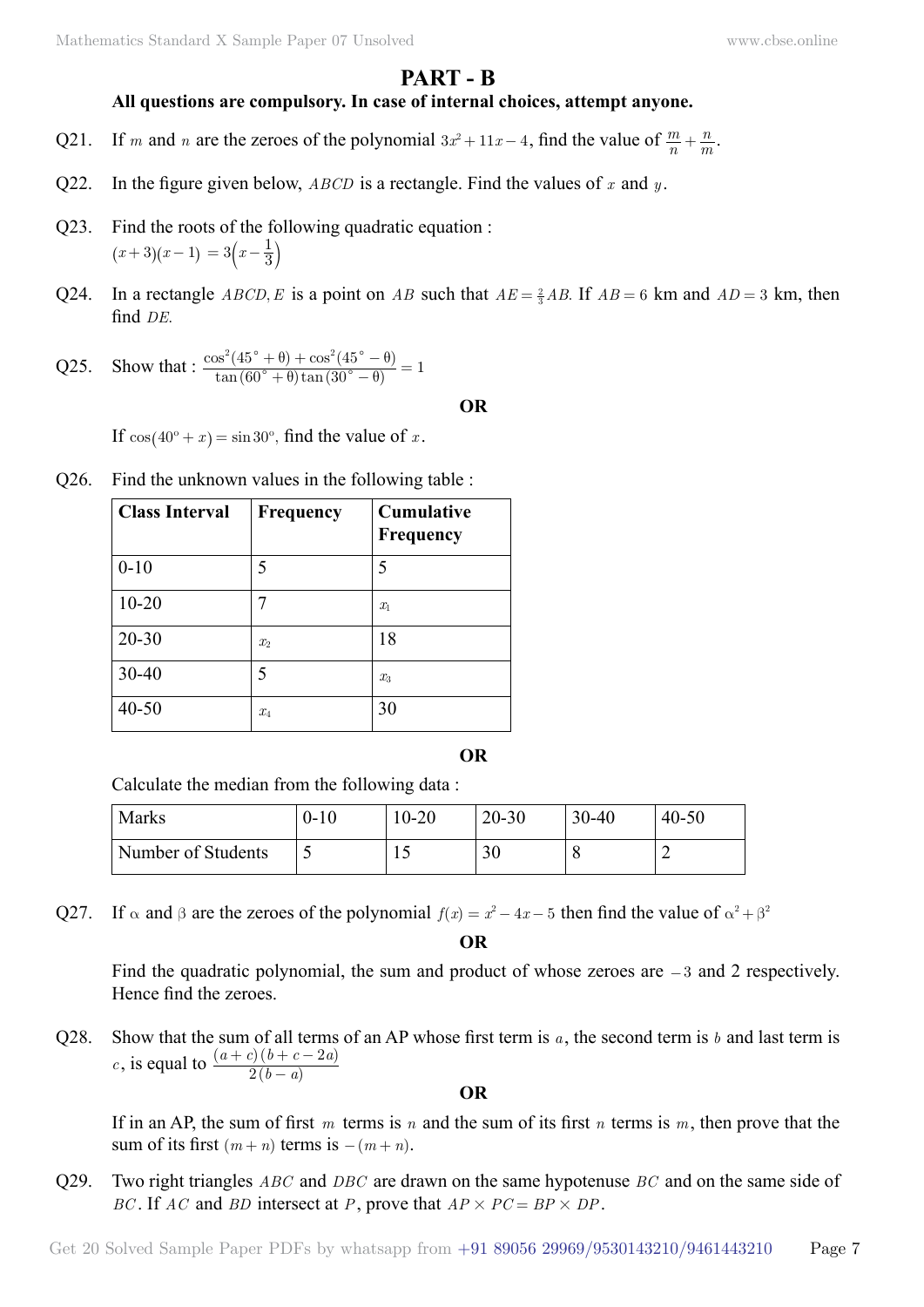## PART - B

**All questions are compulsory. In case of internal choices, attempt anyone.**

Q21. If $m$ and $n$ are the zeroes of the polynomial $3x^2 + 11x - 4$, find the value of $\frac{m}{n} + \frac{n}{m}$.

Q22. In the figure given below, $ABCD$ is a rectangle. Find the values of $x$ and $y$.

Q23. Find the roots of the following quadratic equation :
$(x+3)(x-1) = 3\left(x - \frac{1}{3}\right)$

Q24. In a rectangle $ABCD, E$ is a point on $AB$ such that $AE = \frac{2}{3}AB$. If $AB = 6$ km and $AD = 3$ km, then find $DE$.

Q25. Show that : $\frac{\cos^2(45^\circ + \theta) + \cos^2(45^\circ - \theta)}{\tan(60^\circ + \theta)\tan(30^\circ - \theta)} = 1$

**OR**

If $\cos(40^o + x) = \sin 30^o$, find the value of $x$.

Q26. Find the unknown values in the following table :

| **Class Interval** | **Frequency** | **Cumulative Frequency** |
|---|---|---|
| 0-10 | 5 | 5 |
| 10-20 | 7 | $x_1$ |
| 20-30 | $x_2$ | 18 |
| 30-40 | 5 | $x_3$ |
| 40-50 | $x_4$ | 30 |

**OR**

Calculate the median from the following data :

| Marks | 0-10 | 10-20 | 20-30 | 30-40 | 40-50 |
|---|---|---|---|---|---|
| Number of Students | 5 | 15 | 30 | 8 | 2 |

Q27. If $\alpha$ and $\beta$ are the zeroes of the polynomial $f(x) = x^2 - 4x - 5$ then find the value of $\alpha^2 + \beta^2$

**OR**

Find the quadratic polynomial, the sum and product of whose zeroes are $-3$ and 2 respectively. Hence find the zeroes.

Q28. Show that the sum of all terms of an AP whose first term is $a$, the second term is $b$ and last term is $c$, is equal to $\frac{(a+c)(b+c-2a)}{2(b-a)}$

**OR**

If in an AP, the sum of first $m$ terms is $n$ and the sum of its first $n$ terms is $m$, then prove that the sum of its first $(m+n)$ terms is $-(m+n)$.

Q29. Two right triangles $ABC$ and $DBC$ are drawn on the same hypotenuse $BC$ and on the same side of $BC$. If $AC$ and $BD$ intersect at $P$, prove that $AP \times PC = BP \times DP$.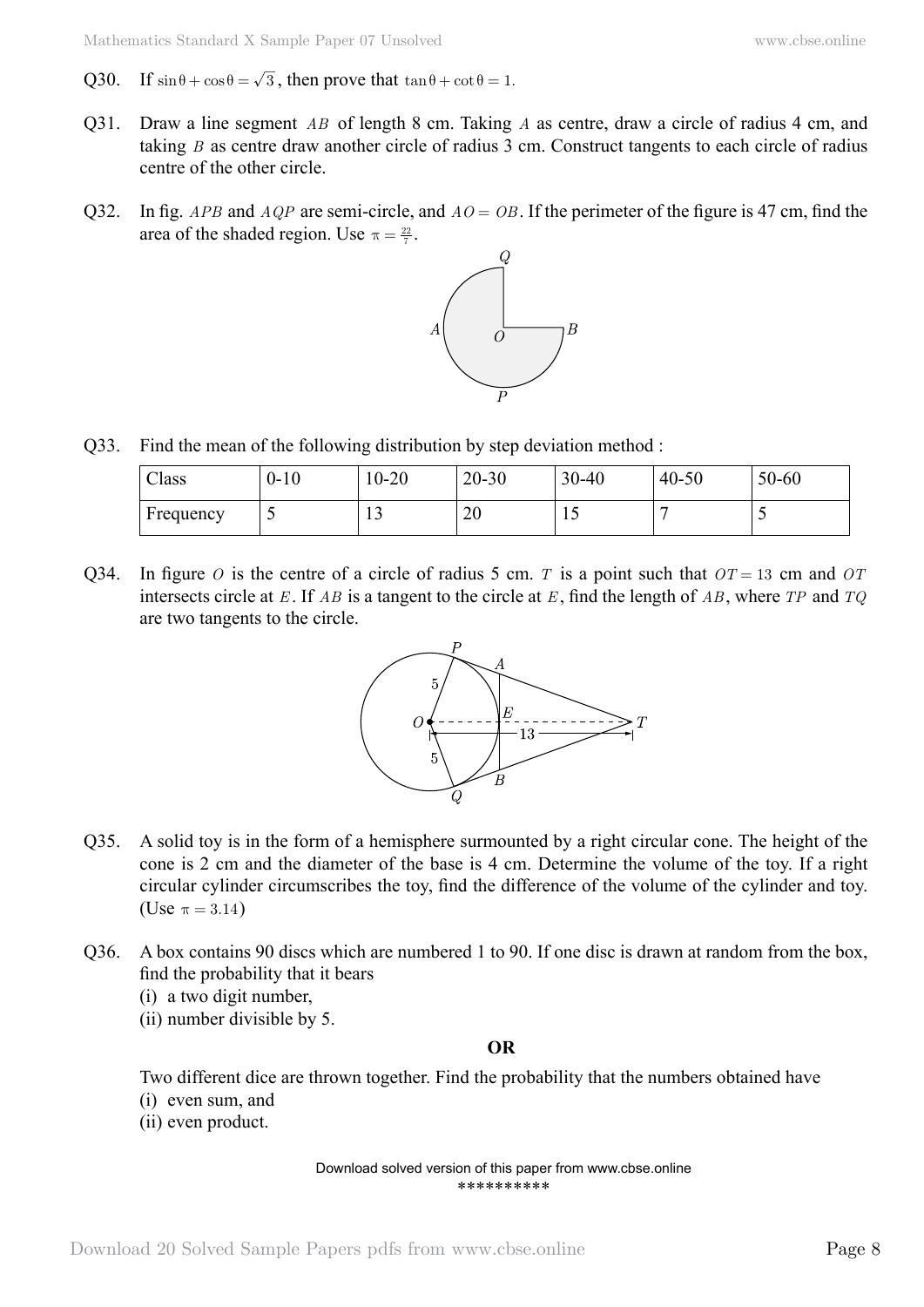Q30. If $\sin\theta + \cos\theta = \sqrt{3}$, then prove that $\tan\theta + \cot\theta = 1$.

Q31. Draw a line segment $AB$ of length 8 cm. Taking $A$ as centre, draw a circle of radius 4 cm, and taking $B$ as centre draw another circle of radius 3 cm. Construct tangents to each circle of radius centre of the other circle.

Q32. In fig. $APB$ and $AQP$ are semi-circle, and $AO = OB$. If the perimeter of the figure is 47 cm, find the area of the shaded region. Use $\pi = \frac{22}{7}$.

Q

A

O

B

P

Q33. Find the mean of the following distribution by step deviation method :

| Class | 0-10 | 10-20 | 20-30 | 30-40 | 40-50 | 50-60 |
|---|---|---|---|---|---|---|
| Frequency | 5 | 13 | 20 | 15 | 7 | 5 |

Q34. In figure $O$ is the centre of a circle of radius 5 cm. $T$ is a point such that $OT = 13$ cm and $OT$ intersects circle at $E$. If $AB$ is a tangent to the circle at $E$, find the length of $AB$, where $TP$ and $TQ$ are two tangents to the circle.

P

A

5

O

E

T

13

5

B

Q

Q35. A solid toy is in the form of a hemisphere surmounted by a right circular cone. The height of the cone is 2 cm and the diameter of the base is 4 cm. Determine the volume of the toy. If a right circular cylinder circumscribes the toy, find the difference of the volume of the cylinder and toy. (Use $\pi = 3.14$)

Q36. A box contains 90 discs which are numbered 1 to 90. If one disc is drawn at random from the box, find the probability that it bears

(i) a two digit number,

(ii) number divisible by 5.

**OR**

Two different dice are thrown together. Find the probability that the numbers obtained have

(i) even sum, and

(ii) even product.

Download solved version of this paper from www.cbse.online

**********